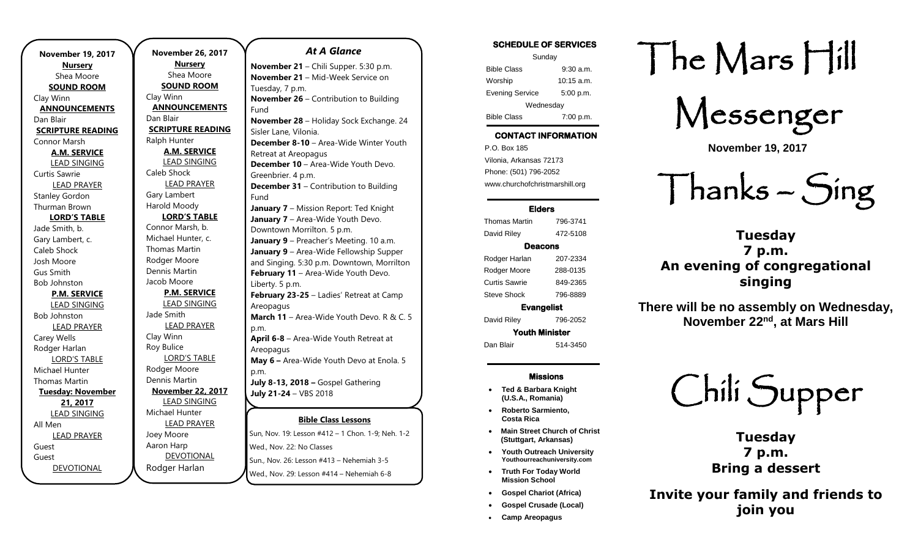**November 19, 2017**

**Nursery**
Shea Moore

**SOUND ROOM**
Clay Winn

**ANNOUNCEMENTS**
Dan Blair

**SCRIPTURE READING**
Connor Marsh

**A.M. SERVICE**

LEAD SINGING
Curtis Sawrie

LEAD PRAYER
Stanley Gordon
Thurman Brown

**LORD'S TABLE**
Jade Smith, b.
Gary Lambert, c.
Caleb Shock
Josh Moore
Gus Smith
Bob Johnston

**P.M. SERVICE**

LEAD SINGING
Bob Johnston

LEAD PRAYER
Carey Wells
Rodger Harlan

LORD'S TABLE
Michael Hunter
Thomas Martin

**Tuesday: November 21, 2017**

LEAD SINGING
All Men

LEAD PRAYER
Guest
Guest

DEVOTIONAL

**November 26, 2017**

**Nursery**
Shea Moore

**SOUND ROOM**
Clay Winn

**ANNOUNCEMENTS**
Dan Blair

**SCRIPTURE READING**
Ralph Hunter

**A.M. SERVICE**

LEAD SINGING
Caleb Shock

LEAD PRAYER
Gary Lambert
Harold Moody

**LORD'S TABLE**
Connor Marsh, b.
Michael Hunter, c.
Thomas Martin
Rodger Moore
Dennis Martin
Jacob Moore

**P.M. SERVICE**

LEAD SINGING
Jade Smith

LEAD PRAYER
Clay Winn
Roy Bulice

LORD'S TABLE
Rodger Moore
Dennis Martin

**November 22, 2017**

LEAD SINGING
Michael Hunter

LEAD PRAYER
Joey Moore
Aaron Harp

DEVOTIONAL
Rodger Harlan

## *At A Glance*

**November 21** – Chili Supper. 5:30 p.m.
**November 21** – Mid-Week Service on Tuesday, 7 p.m.
**November 26** – Contribution to Building Fund
**November 28** – Holiday Sock Exchange. 24 Sisler Lane, Vilonia.
**December 8-10** – Area-Wide Winter Youth Retreat at Areopagus
**December 10** – Area-Wide Youth Devo. Greenbrier. 4 p.m.
**December 31** – Contribution to Building Fund
**January 7** – Mission Report: Ted Knight
**January 7** – Area-Wide Youth Devo. Downtown Morrilton. 5 p.m.
**January 9** – Preacher's Meeting. 10 a.m.
**January 9** – Area-Wide Fellowship Supper and Singing. 5:30 p.m. Downtown, Morrilton
**February 11** – Area-Wide Youth Devo. Liberty. 5 p.m.
**February 23-25** – Ladies' Retreat at Camp Areopagus
**March 11** – Area-Wide Youth Devo. R & C. 5 p.m.
**April 6-8** – Area-Wide Youth Retreat at Areopagus
**May 6 –** Area-Wide Youth Devo at Enola. 5 p.m.
**July 8-13, 2018 –** Gospel Gathering
**July 21-24** – VBS 2018

**Bible Class Lessons**

Sun, Nov. 19: Lesson #412 – 1 Chon. 1-9; Neh. 1-2
Wed., Nov. 22: No Classes
Sun., Nov. 26: Lesson #413 – Nehemiah 3-5
Wed., Nov. 29: Lesson #414 – Nehemiah 6-8

**SCHEDULE OF SERVICES**

Sunday

| | |
|---|---|
| Bible Class | 9:30 a.m. |
| Worship | 10:15 a.m. |
| Evening Service | 5:00 p.m. |

Wednesday

| | |
|---|---|
| Bible Class | 7:00 p.m. |

**CONTACT INFORMATION**

P.O. Box 185
Vilonia, Arkansas 72173
Phone: (501) 796-2052
www.churchofchristmarshill.org

**Elders**

| | |
|---|---|
| Thomas Martin | 796-3741 |
| David Riley | 472-5108 |

**Deacons**

| | |
|---|---|
| Rodger Harlan | 207-2334 |
| Rodger Moore | 288-0135 |
| Curtis Sawrie | 849-2365 |
| Steve Shock | 796-8889 |

**Evangelist**

| | |
|---|---|
| David Riley | 796-2052 |

**Youth Minister**

| | |
|---|---|
| Dan Blair | 514-3450 |

**Missions**

- **Ted & Barbara Knight (U.S.A., Romania)**
- **Roberto Sarmiento, Costa Rica**
- **Main Street Church of Christ (Stuttgart, Arkansas)**
- **Youth Outreach University** Youthourreachuniversity.com
- **Truth For Today World Mission School**
- **Gospel Chariot (Africa)**
- **Gospel Crusade (Local)**
- **Camp Areopagus**

# The Mars Hill Messenger

**November 19, 2017**

# Thanks – Sing

**Tuesday**
**7 p.m.**
**An evening of congregational singing**

**There will be no assembly on Wednesday, November 22nd, at Mars Hill**

# Chili Supper

**Tuesday**
**7 p.m.**
**Bring a dessert**

**Invite your family and friends to join you**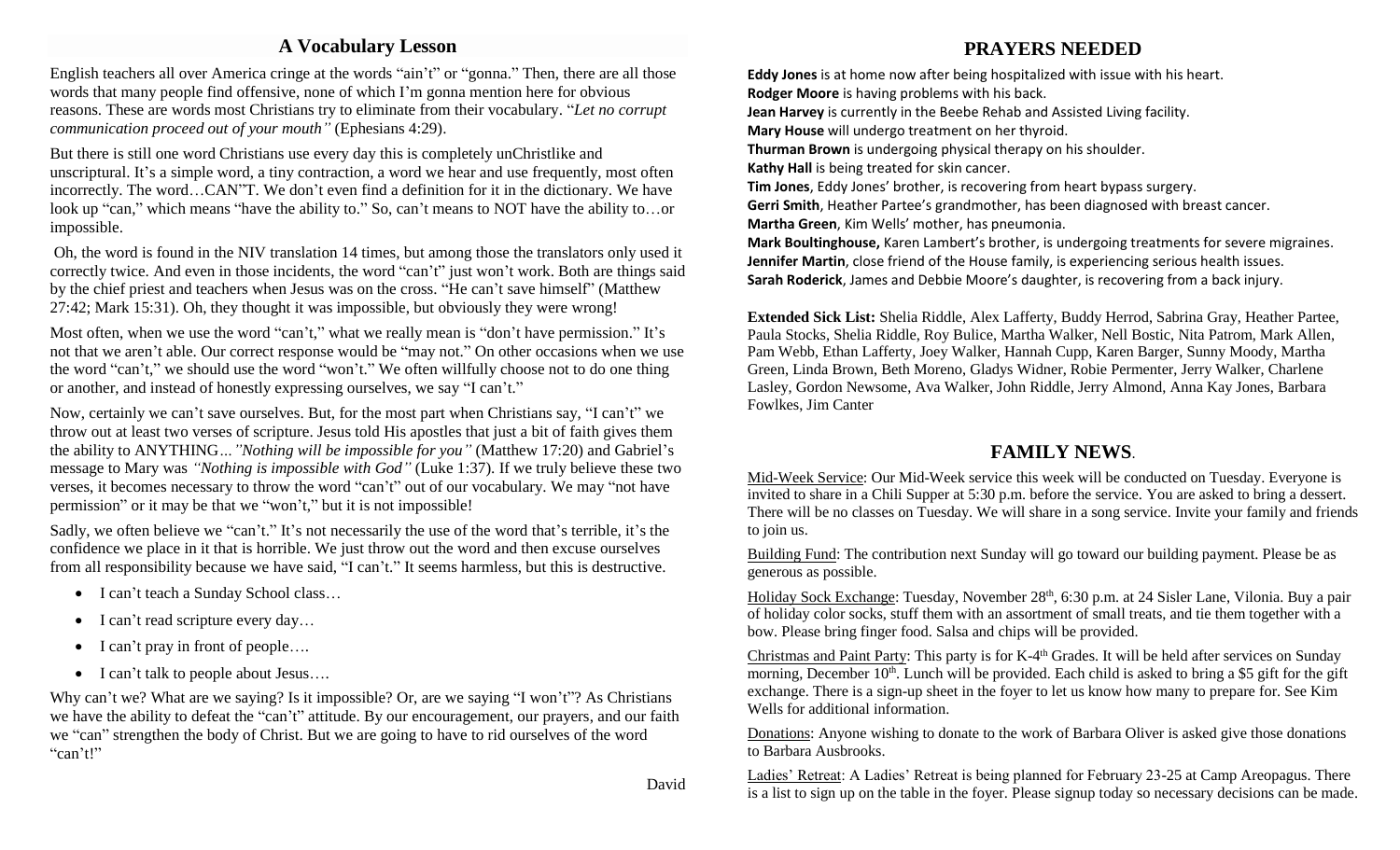## A Vocabulary Lesson

English teachers all over America cringe at the words "ain't" or "gonna." Then, there are all those words that many people find offensive, none of which I'm gonna mention here for obvious reasons. These are words most Christians try to eliminate from their vocabulary. "*Let no corrupt communication proceed out of your mouth"* (Ephesians 4:29).

But there is still one word Christians use every day this is completely unChristlike and unscriptural. It's a simple word, a tiny contraction, a word we hear and use frequently, most often incorrectly. The word…CAN"T. We don't even find a definition for it in the dictionary. We have look up "can," which means "have the ability to." So, can't means to NOT have the ability to…or impossible.

Oh, the word is found in the NIV translation 14 times, but among those the translators only used it correctly twice. And even in those incidents, the word "can't" just won't work. Both are things said by the chief priest and teachers when Jesus was on the cross. "He can't save himself" (Matthew 27:42; Mark 15:31). Oh, they thought it was impossible, but obviously they were wrong!

Most often, when we use the word "can't," what we really mean is "don't have permission." It's not that we aren't able. Our correct response would be "may not." On other occasions when we use the word "can't," we should use the word "won't." We often willfully choose not to do one thing or another, and instead of honestly expressing ourselves, we say "I can't."

Now, certainly we can't save ourselves. But, for the most part when Christians say, "I can't" we throw out at least two verses of scripture. Jesus told His apostles that just a bit of faith gives them the ability to ANYTHING*…"Nothing will be impossible for you"* (Matthew 17:20) and Gabriel's message to Mary was *"Nothing is impossible with God"* (Luke 1:37). If we truly believe these two verses, it becomes necessary to throw the word "can't" out of our vocabulary. We may "not have permission" or it may be that we "won't," but it is not impossible!

Sadly, we often believe we "can't." It's not necessarily the use of the word that's terrible, it's the confidence we place in it that is horrible. We just throw out the word and then excuse ourselves from all responsibility because we have said, "I can't." It seems harmless, but this is destructive.

- I can't teach a Sunday School class…
- I can't read scripture every day…
- I can't pray in front of people….
- I can't talk to people about Jesus….

Why can't we? What are we saying? Is it impossible? Or, are we saying "I won't"? As Christians we have the ability to defeat the "can't" attitude. By our encouragement, our prayers, and our faith we "can" strengthen the body of Christ. But we are going to have to rid ourselves of the word "can't!"

David

## PRAYERS NEEDED

**Eddy Jones** is at home now after being hospitalized with issue with his heart.
**Rodger Moore** is having problems with his back.
**Jean Harvey** is currently in the Beebe Rehab and Assisted Living facility.
**Mary House** will undergo treatment on her thyroid.
**Thurman Brown** is undergoing physical therapy on his shoulder.
**Kathy Hall** is being treated for skin cancer.
**Tim Jones**, Eddy Jones' brother, is recovering from heart bypass surgery.
**Gerri Smith**, Heather Partee's grandmother, has been diagnosed with breast cancer.
**Martha Green**, Kim Wells' mother, has pneumonia.
**Mark Boultinghouse,** Karen Lambert's brother, is undergoing treatments for severe migraines.
**Jennifer Martin**, close friend of the House family, is experiencing serious health issues.
**Sarah Roderick**, James and Debbie Moore's daughter, is recovering from a back injury.

**Extended Sick List:** Shelia Riddle, Alex Lafferty, Buddy Herrod, Sabrina Gray, Heather Partee, Paula Stocks, Shelia Riddle, Roy Bulice, Martha Walker, Nell Bostic, Nita Patrom, Mark Allen, Pam Webb, Ethan Lafferty, Joey Walker, Hannah Cupp, Karen Barger, Sunny Moody, Martha Green, Linda Brown, Beth Moreno, Gladys Widner, Robie Permenter, Jerry Walker, Charlene Lasley, Gordon Newsome, Ava Walker, John Riddle, Jerry Almond, Anna Kay Jones, Barbara Fowlkes, Jim Canter

## FAMILY NEWS.

Mid-Week Service: Our Mid-Week service this week will be conducted on Tuesday. Everyone is invited to share in a Chili Supper at 5:30 p.m. before the service. You are asked to bring a dessert. There will be no classes on Tuesday. We will share in a song service. Invite your family and friends to join us.

Building Fund: The contribution next Sunday will go toward our building payment. Please be as generous as possible.

Holiday Sock Exchange: Tuesday, November 28th, 6:30 p.m. at 24 Sisler Lane, Vilonia. Buy a pair of holiday color socks, stuff them with an assortment of small treats, and tie them together with a bow. Please bring finger food. Salsa and chips will be provided.

Christmas and Paint Party: This party is for K-4th Grades. It will be held after services on Sunday morning, December 10th. Lunch will be provided. Each child is asked to bring a $5 gift for the gift exchange. There is a sign-up sheet in the foyer to let us know how many to prepare for. See Kim Wells for additional information.

Donations: Anyone wishing to donate to the work of Barbara Oliver is asked give those donations to Barbara Ausbrooks.

Ladies' Retreat: A Ladies' Retreat is being planned for February 23-25 at Camp Areopagus. There is a list to sign up on the table in the foyer. Please signup today so necessary decisions can be made.